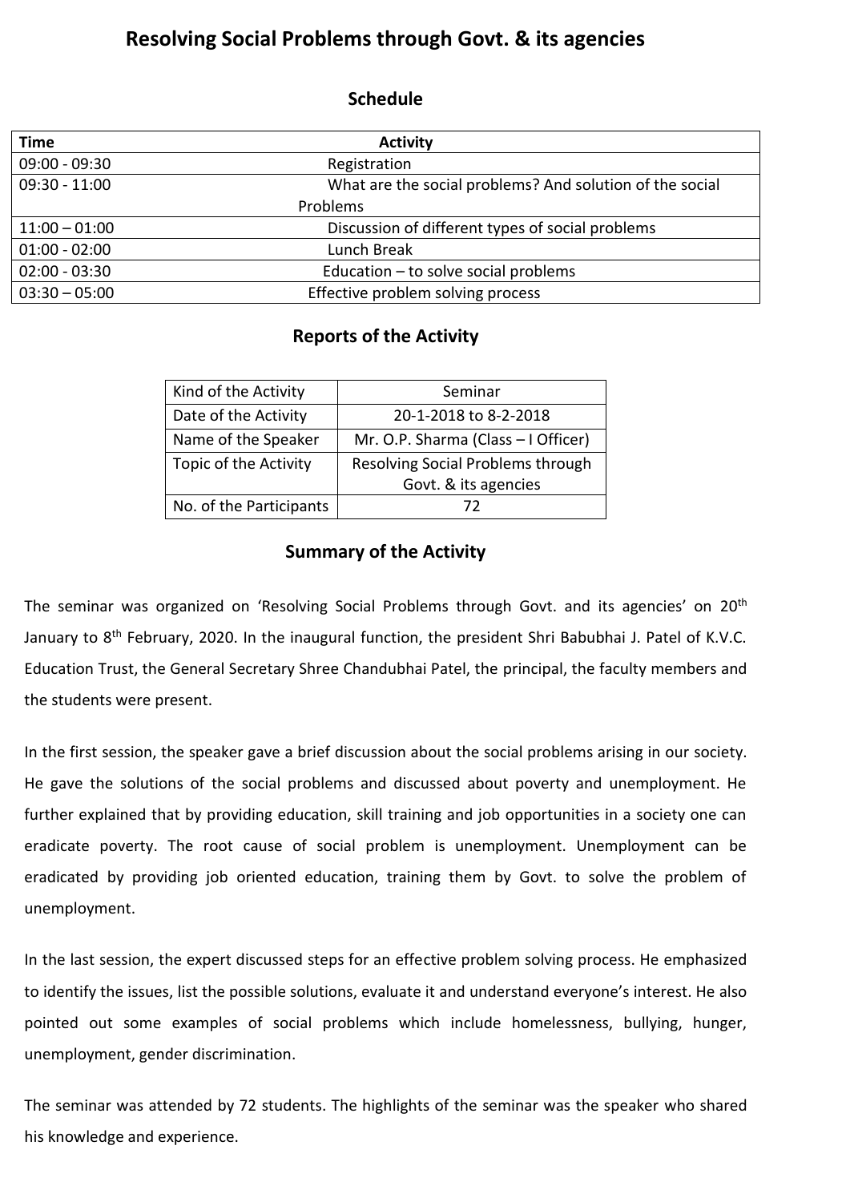# Resolving Social Problems through Govt. & its agencies

## Schedule

| Time | Activity |
|---|---|
| 09:00 - 09:30 | Registration |
| 09:30 - 11:00 | What are the social problems? And solution of the social Problems |
| 11:00 – 01:00 | Discussion of different types of social problems |
| 01:00 - 02:00 | Lunch Break |
| 02:00 - 03:30 | Education – to solve social problems |
| 03:30 – 05:00 | Effective problem solving process |

## Reports of the Activity

| | |
|---|---|
| Kind of the Activity | Seminar |
| Date of the Activity | 20-1-2018 to 8-2-2018 |
| Name of the Speaker | Mr. O.P. Sharma (Class – I Officer) |
| Topic of the Activity | Resolving Social Problems through Govt. & its agencies |
| No. of the Participants | 72 |

## Summary of the Activity

The seminar was organized on 'Resolving Social Problems through Govt. and its agencies' on 20th January to 8th February, 2020. In the inaugural function, the president Shri Babubhai J. Patel of K.V.C. Education Trust, the General Secretary Shree Chandubhai Patel, the principal, the faculty members and the students were present.

In the first session, the speaker gave a brief discussion about the social problems arising in our society. He gave the solutions of the social problems and discussed about poverty and unemployment. He further explained that by providing education, skill training and job opportunities in a society one can eradicate poverty. The root cause of social problem is unemployment. Unemployment can be eradicated by providing job oriented education, training them by Govt. to solve the problem of unemployment.

In the last session, the expert discussed steps for an effective problem solving process. He emphasized to identify the issues, list the possible solutions, evaluate it and understand everyone's interest. He also pointed out some examples of social problems which include homelessness, bullying, hunger, unemployment, gender discrimination.

The seminar was attended by 72 students. The highlights of the seminar was the speaker who shared his knowledge and experience.